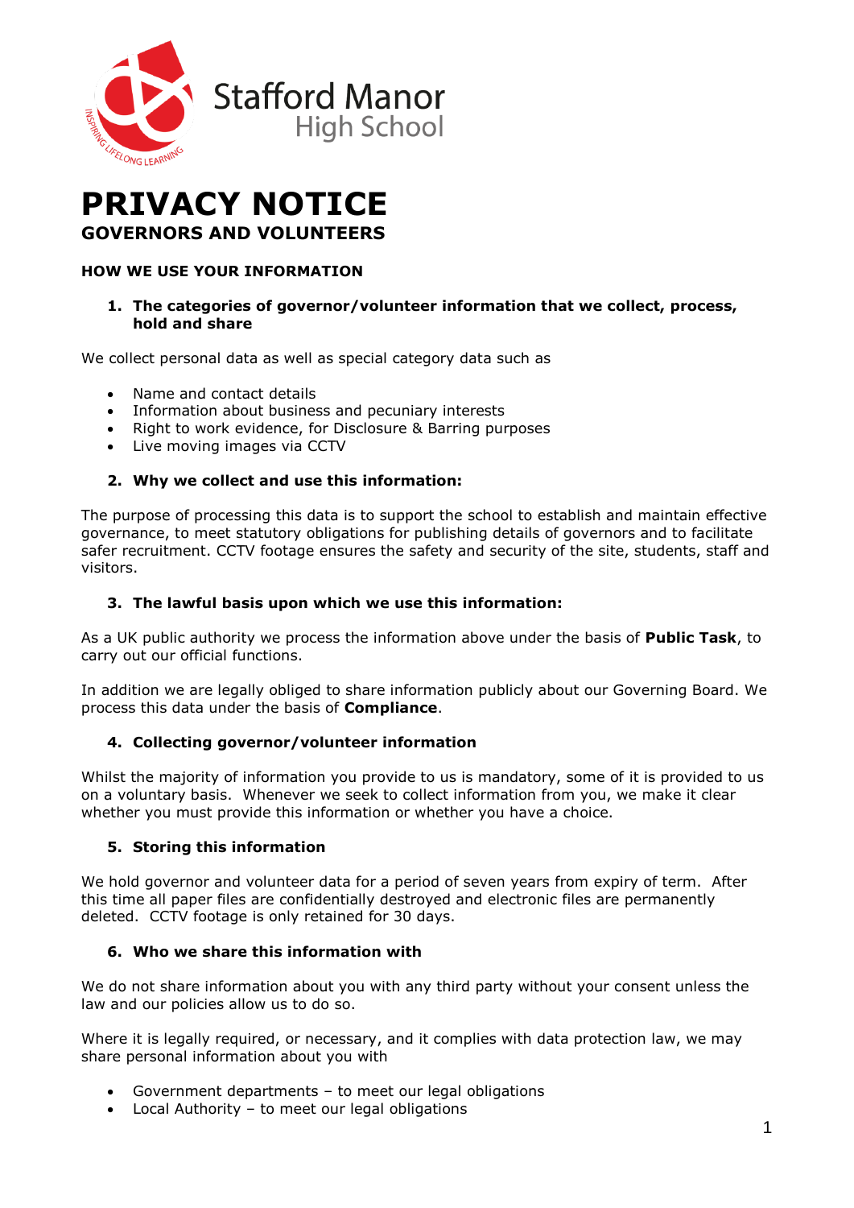Stafford Manor
High School

# PRIVACY NOTICE

## GOVERNORS AND VOLUNTEERS

### HOW WE USE YOUR INFORMATION

**1. The categories of governor/volunteer information that we collect, process, hold and share**

We collect personal data as well as special category data such as

- Name and contact details
- Information about business and pecuniary interests
- Right to work evidence, for Disclosure & Barring purposes
- Live moving images via CCTV

**2. Why we collect and use this information:**

The purpose of processing this data is to support the school to establish and maintain effective governance, to meet statutory obligations for publishing details of governors and to facilitate safer recruitment. CCTV footage ensures the safety and security of the site, students, staff and visitors.

**3. The lawful basis upon which we use this information:**

As a UK public authority we process the information above under the basis of **Public Task**, to carry out our official functions.

In addition we are legally obliged to share information publicly about our Governing Board. We process this data under the basis of **Compliance**.

**4. Collecting governor/volunteer information**

Whilst the majority of information you provide to us is mandatory, some of it is provided to us on a voluntary basis. Whenever we seek to collect information from you, we make it clear whether you must provide this information or whether you have a choice.

**5. Storing this information**

We hold governor and volunteer data for a period of seven years from expiry of term. After this time all paper files are confidentially destroyed and electronic files are permanently deleted. CCTV footage is only retained for 30 days.

**6. Who we share this information with**

We do not share information about you with any third party without your consent unless the law and our policies allow us to do so.

Where it is legally required, or necessary, and it complies with data protection law, we may share personal information about you with

- Government departments – to meet our legal obligations
- Local Authority – to meet our legal obligations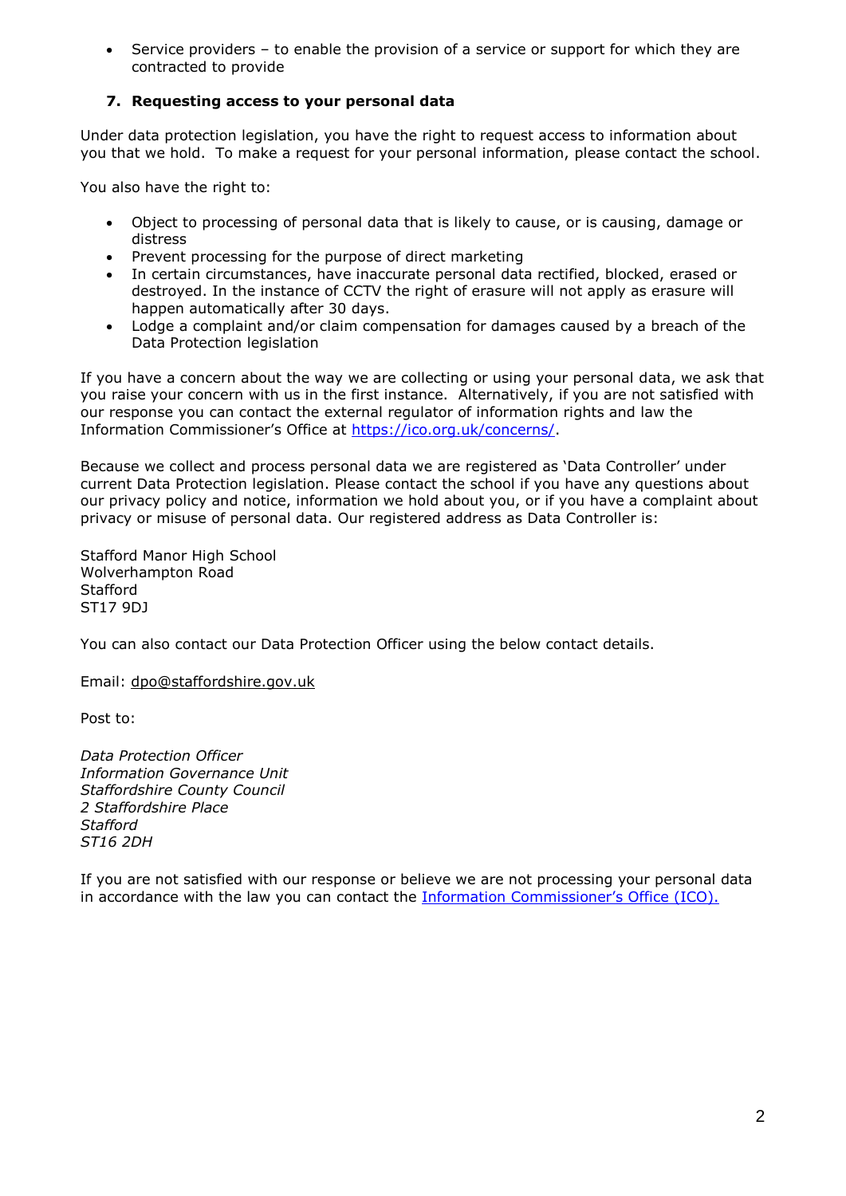- Service providers – to enable the provision of a service or support for which they are contracted to provide

### 7. Requesting access to your personal data

Under data protection legislation, you have the right to request access to information about you that we hold. To make a request for your personal information, please contact the school.

You also have the right to:

- Object to processing of personal data that is likely to cause, or is causing, damage or distress
- Prevent processing for the purpose of direct marketing
- In certain circumstances, have inaccurate personal data rectified, blocked, erased or destroyed. In the instance of CCTV the right of erasure will not apply as erasure will happen automatically after 30 days.
- Lodge a complaint and/or claim compensation for damages caused by a breach of the Data Protection legislation

If you have a concern about the way we are collecting or using your personal data, we ask that you raise your concern with us in the first instance. Alternatively, if you are not satisfied with our response you can contact the external regulator of information rights and law the Information Commissioner's Office at [https://ico.org.uk/concerns/](https://ico.org.uk/concerns/).

Because we collect and process personal data we are registered as 'Data Controller' under current Data Protection legislation. Please contact the school if you have any questions about our privacy policy and notice, information we hold about you, or if you have a complaint about privacy or misuse of personal data. Our registered address as Data Controller is:

Stafford Manor High School
Wolverhampton Road
Stafford
ST17 9DJ

You can also contact our Data Protection Officer using the below contact details.

Email: dpo@staffordshire.gov.uk

Post to:

*Data Protection Officer*
*Information Governance Unit*
*Staffordshire County Council*
*2 Staffordshire Place*
*Stafford*
*ST16 2DH*

If you are not satisfied with our response or believe we are not processing your personal data in accordance with the law you can contact the [Information Commissioner's Office (ICO).]()